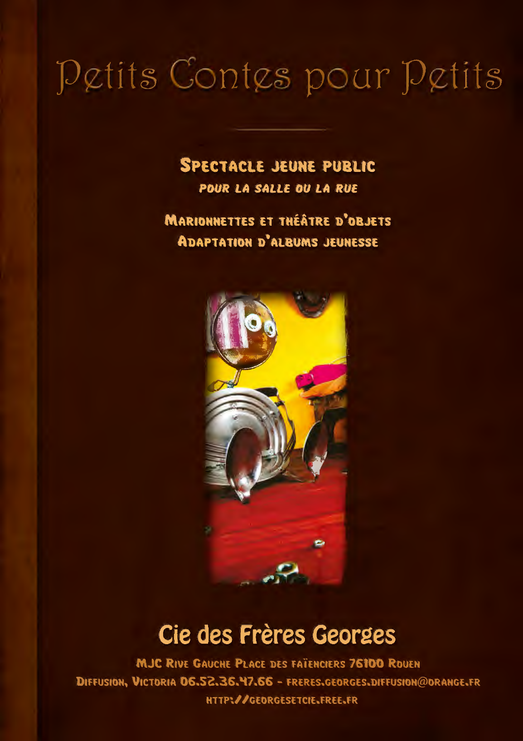# Petits Contes pour Petits

**SPECTACLE JEUNE PUBLIC**

*POUR LA SALLE OU LA RUE*

**MARIONNETTES ET THÉÂTRE D'OBJETS**

**ADAPTATION D'ALBUMS JEUNESSE**

## Cie des Frères Georges

MJC RIVE GAUCHE PLACE DES FAÏENCIERS 76100 ROUEN

DIFFUSION, VICTORIA 06.52.36.47.66 - FRERES.GEORGES.DIFFUSION@ORANGE.FR

HTTP://GEORGESETCIE.FREE.FR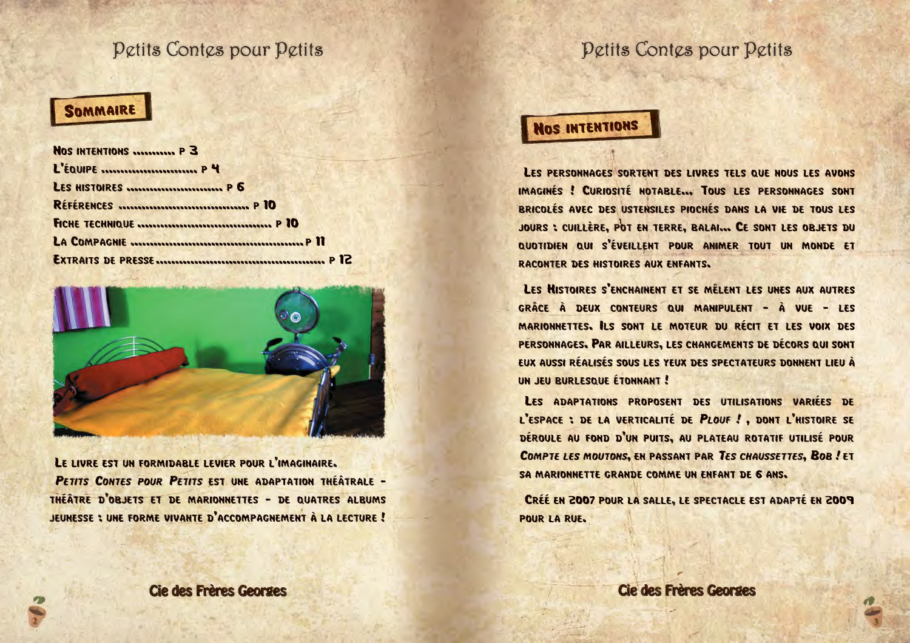## Sommaire

- Nos intentions ........... p 3
- L'équipe ........................... p 4
- Les histoires ........................... p 6
- Références ..................................... p 10
- Fiche technique ..................................... p 10
- La Compagnie ..................................................p 11
- Extraits de presse................................................ p 12

Le livre est un formidable levier pour l'imaginaire.

*Petits Contes pour Petits* est une adaptation théâtrale - théâtre d'objets et de marionnettes - de quatres albums jeunesse : une forme vivante d'accompagnement à la lecture !

Cie des Frères Georges

## Nos intentions

Les personnages sortent des livres tels que nous les avons imaginés ! Curiosité notable... Tous les personnages sont bricolés avec des ustensiles piochés dans la vie de tous les jours : cuillère, pot en terre, balai... Ce sont les objets du quotidien qui s'éveillent pour animer tout un monde et raconter des histoires aux enfants.

Les Histoires s'enchainent et se mêlent les unes aux autres grâce à deux conteurs qui manipulent - à vue - les marionnettes. Ils sont le moteur du récit et les voix des personnages. Par ailleurs, les changements de décors qui sont eux aussi réalisés sous les yeux des spectateurs donnent lieu à un jeu burlesque étonnant !

Les adaptations proposent des utilisations variées de l'espace : de la verticalité de *Plouf !* , dont l'histoire se déroule au fond d'un puits, au plateau rotatif utilisé pour *Compte les moutons*, en passant par *Tes chaussettes, Bob !* et sa marionnette grande comme un enfant de 6 ans.

Créé en 2007 pour la salle, le spectacle est adapté en 2009 pour la rue.

Cie des Frères Georges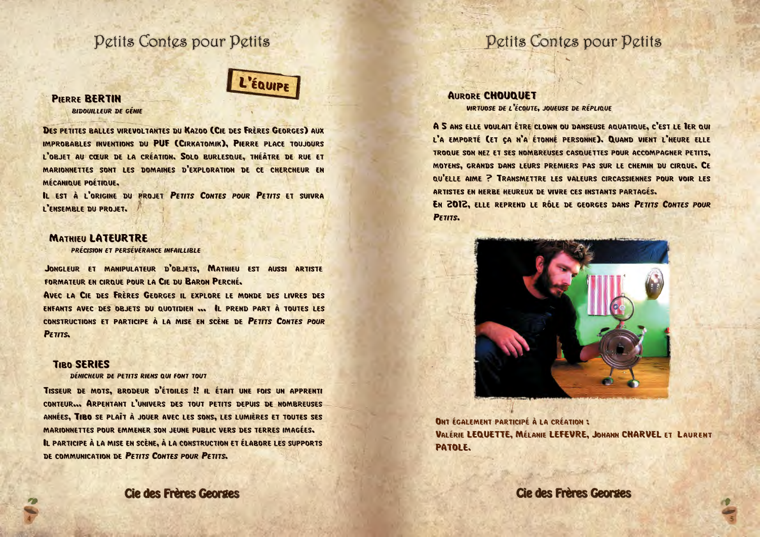## L'équipe

### Pierre BERTIN

*Bidouilleur de génie*

Des petites balles virevoltantes du Kazoo (Cie des Frères Georges) aux improbables inventions du PUF (Cirkatomik), Pierre place toujours l'objet au cœur de la création. Solo burlesque, théâtre de rue et marionnettes sont les domaines d'exploration de ce chercheur en mécanique poétique.

Il est à l'origine du projet *Petits Contes pour Petits* et suivra l'ensemble du projet.

### Mathieu LATEURTRE

*Précision et persévérance infaillible*

Jongleur et manipulateur d'objets, Mathieu est aussi artiste formateur en cirque pour la Cie du Baron Perché.

Avec la Cie des Frères Georges il explore le monde des livres des enfants avec des objets du quotidien ... Il prend part à toutes les constructions et participe à la mise en scène de *Petits Contes pour Petits*.

### Tibo SERIES

*Dénicheur de petits riens qui font tout*

Tisseur de mots, brodeur d'étoiles !! Il était une fois un apprenti conteur... Arpentant l'univers des tout petits depuis de nombreuses années, Tibo se plaît à jouer avec les sons, les lumières et toutes ses marionnettes pour emmener son jeune public vers des terres imagées.

Il participe à la mise en scène, à la construction et élabore les supports de communication de *Petits Contes pour Petits*.

### Aurore CHOUQUET

*Virtuose de l'écoute, joueuse de réplique*

A 5 ans elle voulait être clown ou danseuse aquatique, c'est le 1er qui l'a emporté (et ça n'a étonné personne). Quand vient l'heure elle troque son nez et ses nombreuses casquettes pour accompagner petits, moyens, grands dans leurs premiers pas sur le chemin du cirque. Ce qu'elle aime ? Transmettre les valeurs circassiennes pour voir les artistes en herbe heureux de vivre ces instants partagés.

En 2012, elle reprend le rôle de Georges dans *Petits Contes pour Petits*.

Ont également participé à la création :

Valérie LEQUETTE, Mélanie LEFEVRE, Johann CHARVEL et Laurent PATOLE.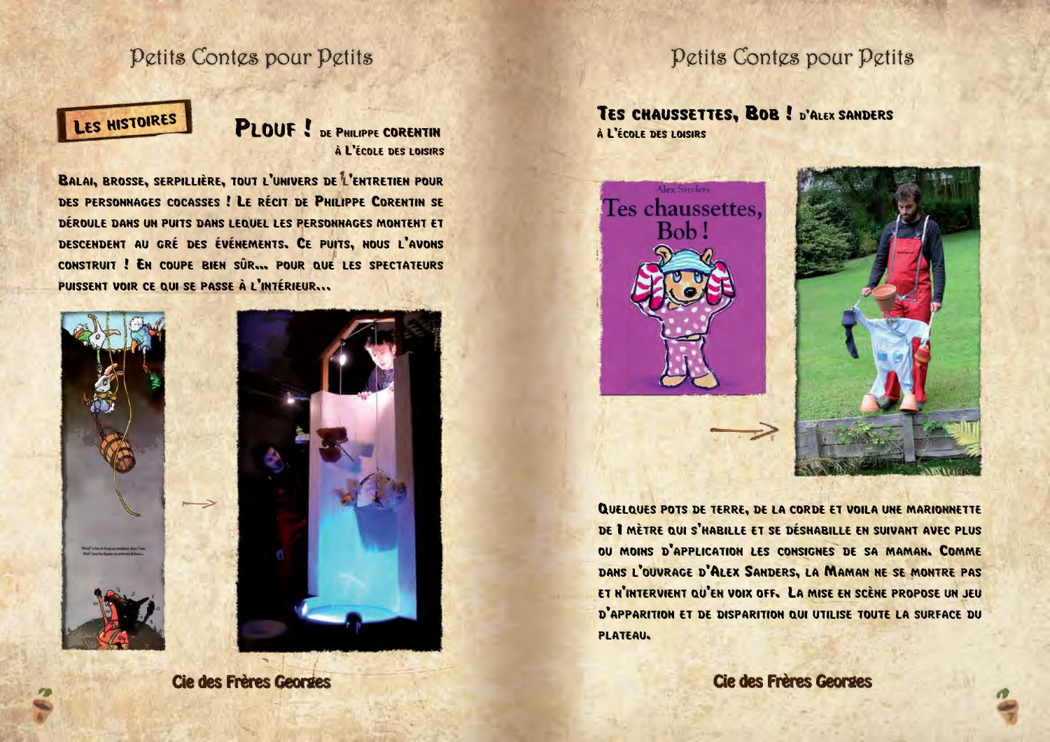# Petits Contes pour Petits

**Les histoires**

## Plouf ! de Philippe Corentin

à l'École des loisirs

Balai, brosse, serpillière, tout l'univers de l'entretien pour des personnages cocasses ! Le récit de Philippe Corentin se déroule dans un puits dans lequel les personnages montent et descendent au gré des événements. Ce puits, nous l'avons construit ! En coupe bien sûr... pour que les spectateurs puissent voir ce qui se passe à l'intérieur...

Cie des Frères Georges

# Petits Contes pour Petits

## Tes chaussettes, Bob ! d'Alex Sanders

à l'École des loisirs

Quelques pots de terre, de la corde et voila une marionnette de 1 mètre qui s'habille et se déshabille en suivant avec plus ou moins d'application les consignes de sa maman. Comme dans l'ouvrage d'Alex Sanders, la Maman ne se montre pas et n'intervient qu'en voix off. La mise en scène propose un jeu d'apparition et de disparition qui utilise toute la surface du plateau.

Cie des Frères Georges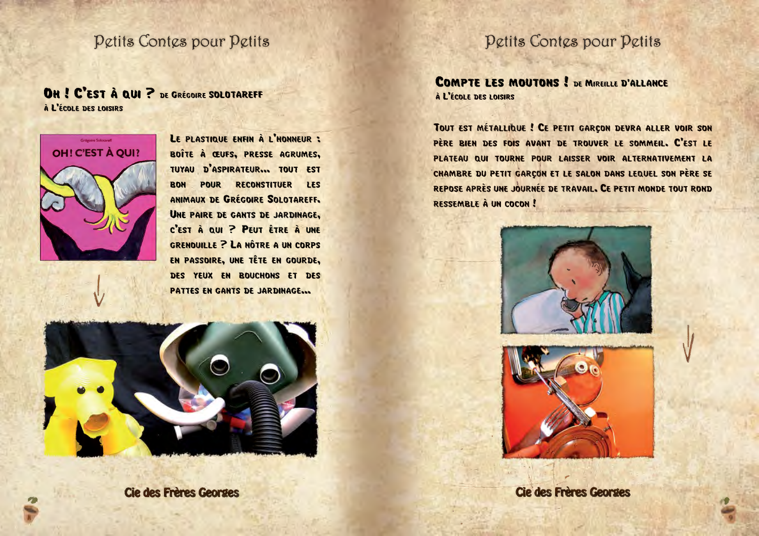## Oh ! C'est à qui ? de Grégoire Solotareff

**À l'école des loisirs**

Le plastique enfin à l'honneur : boîte à œufs, presse agrumes, tuyau d'aspirateur... tout est bon pour reconstituer les animaux de Grégoire Solotareff. Une paire de gants de jardinage, c'est à qui ? Peut être à une grenouille ? La nôtre a un corps en passoire, une tête en gourde, des yeux en bouchons et des pattes en gants de jardinage...

**Cie des Frères Georges**

## Compte les moutons ! de Mireille d'Allance

**À l'école des loisirs**

Tout est métallique ! Ce petit garçon devra aller voir son père bien des fois avant de trouver le sommeil. C'est le plateau qui tourne pour laisser voir alternativement la chambre du petit garçon et le salon dans lequel son père se repose après une journée de travail. Ce petit monde tout rond ressemble à un cocon !

**Cie des Frères Georges**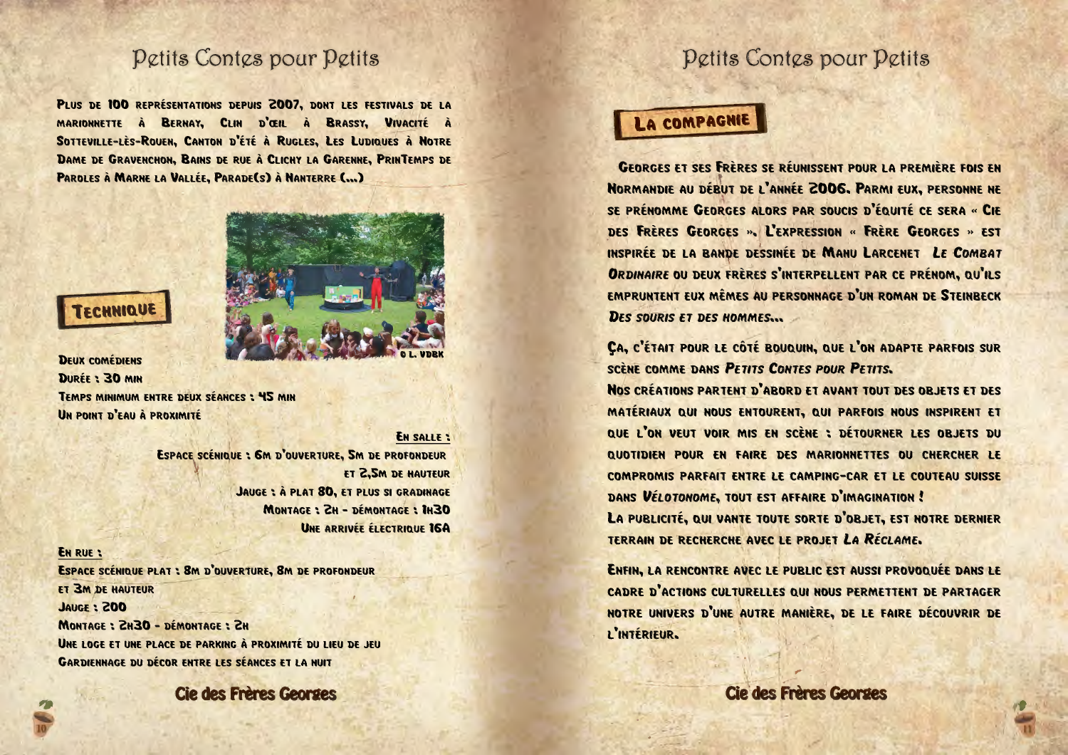Plus de 100 représentations depuis 2007, dont les festivals de la marionnette à Bernay, Clin d'œil à Brassy, Vivacité à Sotteville-lès-Rouen, Canton d'été à Rugles, Les Ludiques à Notre Dame de Gravenchon, Bains de rue à Clichy la Garenne, PrinTemps de Paroles à Marne la Vallée, Parade(s) à Nanterre (...)

© L. VDBK

## Technique

Deux comédiens
Durée : 30 min
Temps minimum entre deux séances : 45 min
Un point d'eau à proximité

**En salle :**

Espace scénique : 6m d'ouverture, 5m de profondeur et 2,5m de hauteur
Jauge : à plat 80, et plus si gradinage
Montage : 2h - démontage : 1h30
Une arrivée électrique 16A

**En rue :**

Espace scénique plat : 8m d'ouverture, 8m de profondeur et 3m de hauteur
Jauge : 200
Montage : 2h30 - démontage : 2h
Une loge et une place de parking à proximité du lieu de jeu
Gardiennage du décor entre les séances et la nuit

## La compagnie

Georges et ses Frères se réunissent pour la première fois en Normandie au début de l'année 2006. Parmi eux, personne ne se prénomme Georges alors par soucis d'équité ce sera « Cie des Frères Georges ». L'expression « Frère Georges » est inspirée de la bande dessinée de Manu Larcenet *Le Combat Ordinaire* ou deux frères s'interpellent par ce prénom, qu'ils empruntent eux mêmes au personnage d'un roman de Steinbeck *Des souris et des hommes*...

Ça, c'était pour le côté bouquin, que l'on adapte parfois sur scène comme dans *Petits Contes pour Petits*.
Nos créations partent d'abord et avant tout des objets et des matériaux qui nous entourent, qui parfois nous inspirent et que l'on veut voir mis en scène : détourner les objets du quotidien pour en faire des marionnettes ou chercher le compromis parfait entre le camping-car et le couteau suisse dans *Vélotonome*, tout est affaire d'imagination !
La publicité, qui vante toute sorte d'objet, est notre dernier terrain de recherche avec le projet *La Réclame*.

Enfin, la rencontre avec le public est aussi provoquée dans le cadre d'actions culturelles qui nous permettent de partager notre univers d'une autre manière, de le faire découvrir de l'intérieur.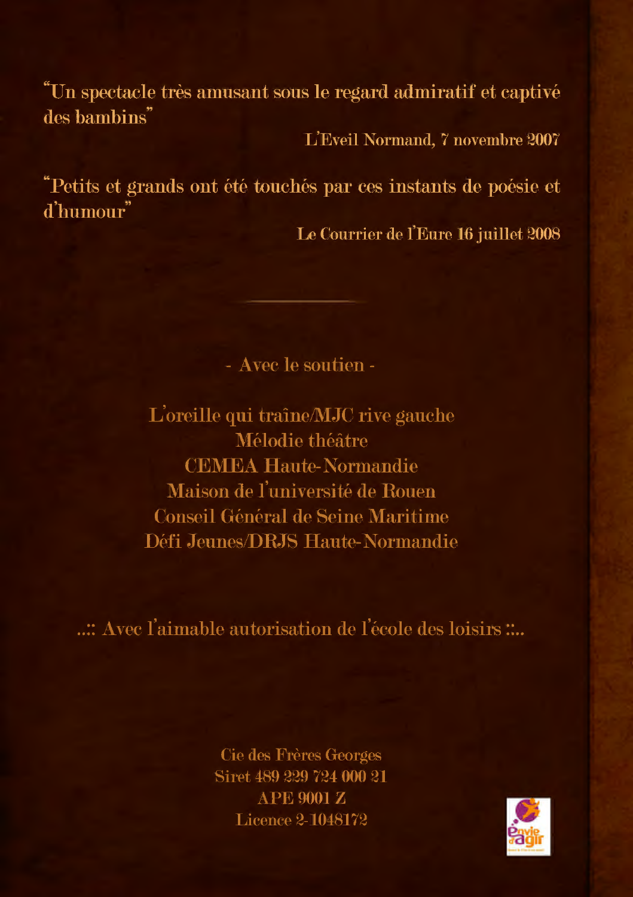"Un spectacle très amusant sous le regard admiratif et captivé des bambins"

L'Eveil Normand, 7 novembre 2007

"Petits et grands ont été touchés par ces instants de poésie et d'humour"

Le Courrier de l'Eure 16 juillet 2008

- Avec le soutien -

L'oreille qui traîne/MJC rive gauche
Mélodie théâtre
CEMEA Haute-Normandie
Maison de l'université de Rouen
Conseil Général de Seine Maritime
Défi Jeunes/DRJS Haute-Normandie

..:: Avec l'aimable autorisation de l'école des loisirs ::..

Cie des Frères Georges
Siret 489 229 724 000 21
APE 9001 Z
Licence 2-1048172